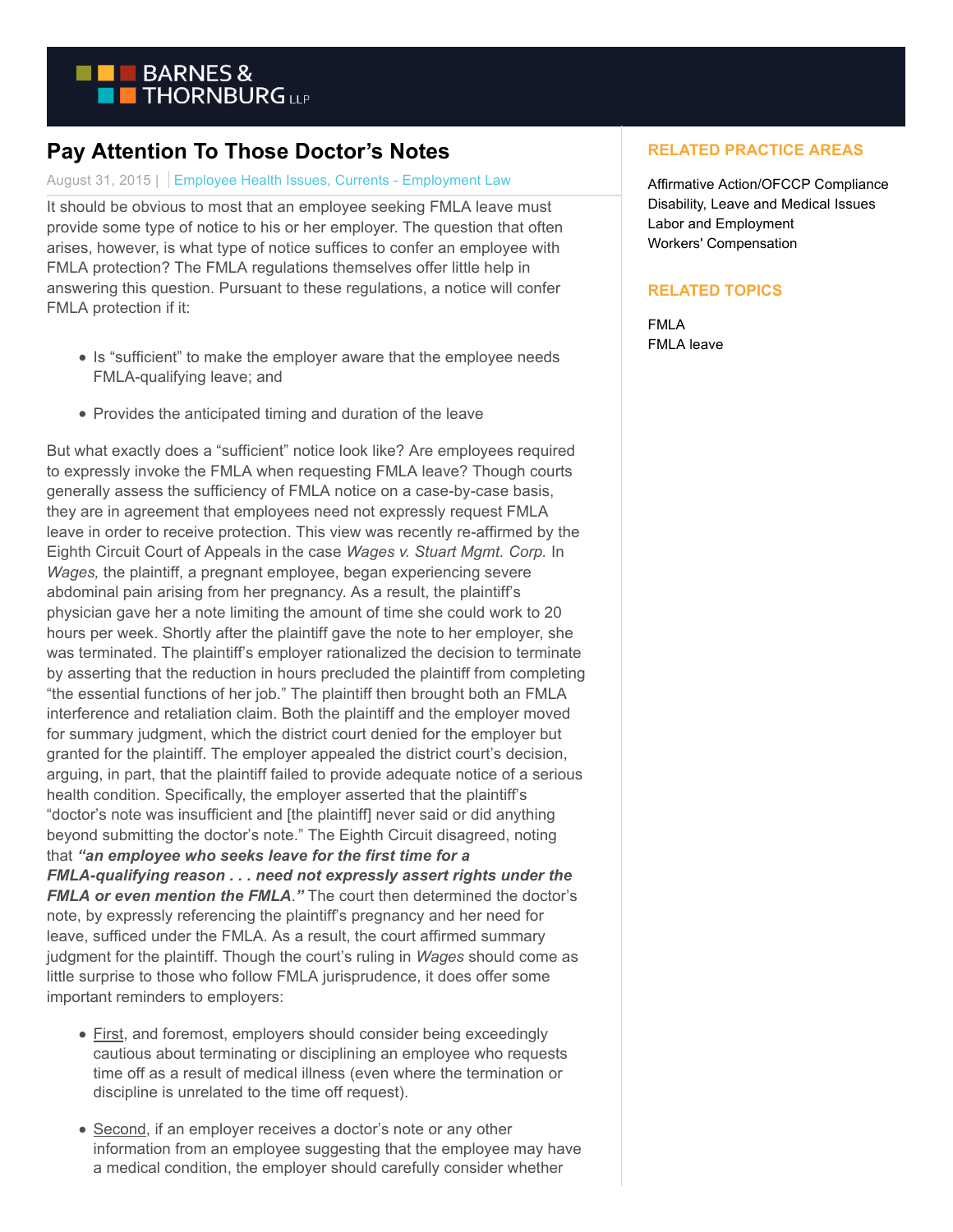# Pay Attention To Those Doctor's Notes

August 31, 2015 | Employee Health Issues, Currents - Employment Law

It should be obvious to most that an employee seeking FMLA leave must provide some type of notice to his or her employer. The question that often arises, however, is what type of notice suffices to confer an employee with FMLA protection? The FMLA regulations themselves offer little help in answering this question. Pursuant to these regulations, a notice will confer FMLA protection if it:

- Is "sufficient" to make the employer aware that the employee needs FMLA-qualifying leave; and
- Provides the anticipated timing and duration of the leave

But what exactly does a "sufficient" notice look like? Are employees required to expressly invoke the FMLA when requesting FMLA leave? Though courts generally assess the sufficiency of FMLA notice on a case-by-case basis, they are in agreement that employees need not expressly request FMLA leave in order to receive protection. This view was recently re-affirmed by the Eighth Circuit Court of Appeals in the case *Wages v. Stuart Mgmt. Corp.* In *Wages,* the plaintiff, a pregnant employee, began experiencing severe abdominal pain arising from her pregnancy. As a result, the plaintiff's physician gave her a note limiting the amount of time she could work to 20 hours per week. Shortly after the plaintiff gave the note to her employer, she was terminated. The plaintiff's employer rationalized the decision to terminate by asserting that the reduction in hours precluded the plaintiff from completing "the essential functions of her job." The plaintiff then brought both an FMLA interference and retaliation claim. Both the plaintiff and the employer moved for summary judgment, which the district court denied for the employer but granted for the plaintiff. The employer appealed the district court's decision, arguing, in part, that the plaintiff failed to provide adequate notice of a serious health condition. Specifically, the employer asserted that the plaintiff's "doctor's note was insufficient and [the plaintiff] never said or did anything beyond submitting the doctor's note." The Eighth Circuit disagreed, noting that ***"an employee who seeks leave for the first time for a FMLA-qualifying reason . . . need not expressly assert rights under the FMLA or even mention the FMLA."*** The court then determined the doctor's note, by expressly referencing the plaintiff's pregnancy and her need for leave, sufficed under the FMLA. As a result, the court affirmed summary judgment for the plaintiff. Though the court's ruling in *Wages* should come as little surprise to those who follow FMLA jurisprudence, it does offer some important reminders to employers:

- First, and foremost, employers should consider being exceedingly cautious about terminating or disciplining an employee who requests time off as a result of medical illness (even where the termination or discipline is unrelated to the time off request).
- Second, if an employer receives a doctor's note or any other information from an employee suggesting that the employee may have a medical condition, the employer should carefully consider whether

## RELATED PRACTICE AREAS

Affirmative Action/OFCCP Compliance
Disability, Leave and Medical Issues
Labor and Employment
Workers' Compensation

## RELATED TOPICS

FMLA
FMLA leave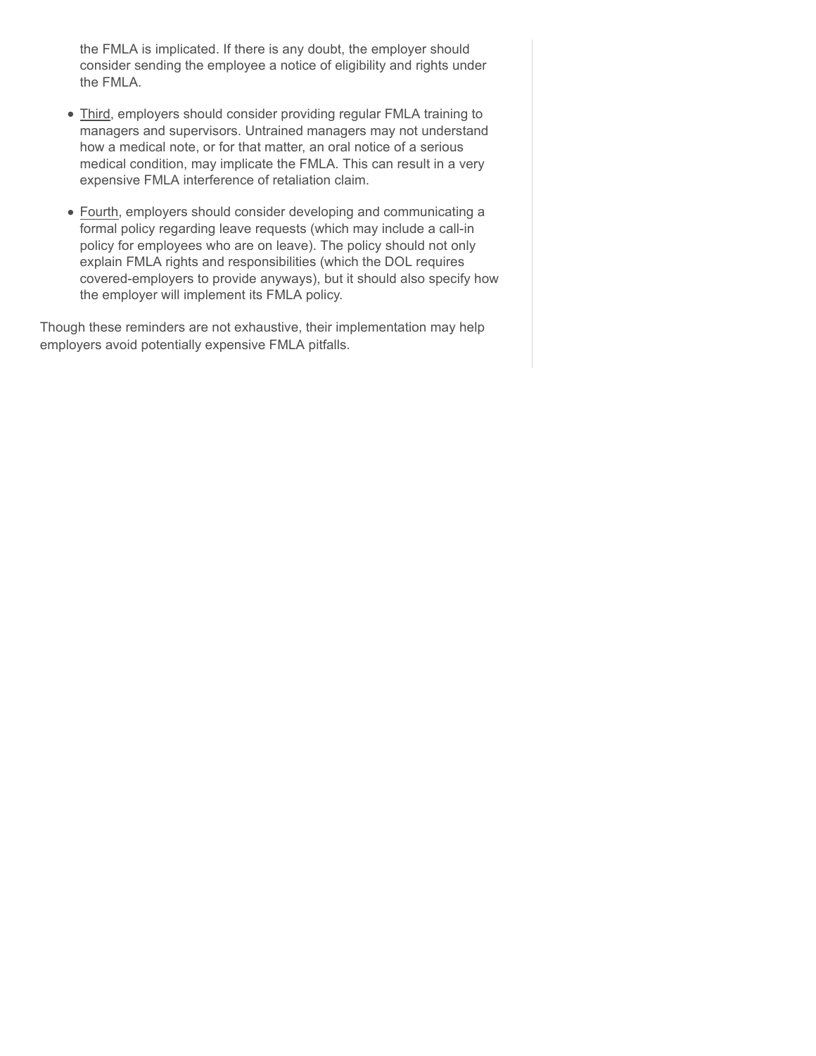the FMLA is implicated. If there is any doubt, the employer should consider sending the employee a notice of eligibility and rights under the FMLA.

- Third, employers should consider providing regular FMLA training to managers and supervisors. Untrained managers may not understand how a medical note, or for that matter, an oral notice of a serious medical condition, may implicate the FMLA. This can result in a very expensive FMLA interference of retaliation claim.

- Fourth, employers should consider developing and communicating a formal policy regarding leave requests (which may include a call-in policy for employees who are on leave). The policy should not only explain FMLA rights and responsibilities (which the DOL requires covered-employers to provide anyways), but it should also specify how the employer will implement its FMLA policy.

Though these reminders are not exhaustive, their implementation may help employers avoid potentially expensive FMLA pitfalls.